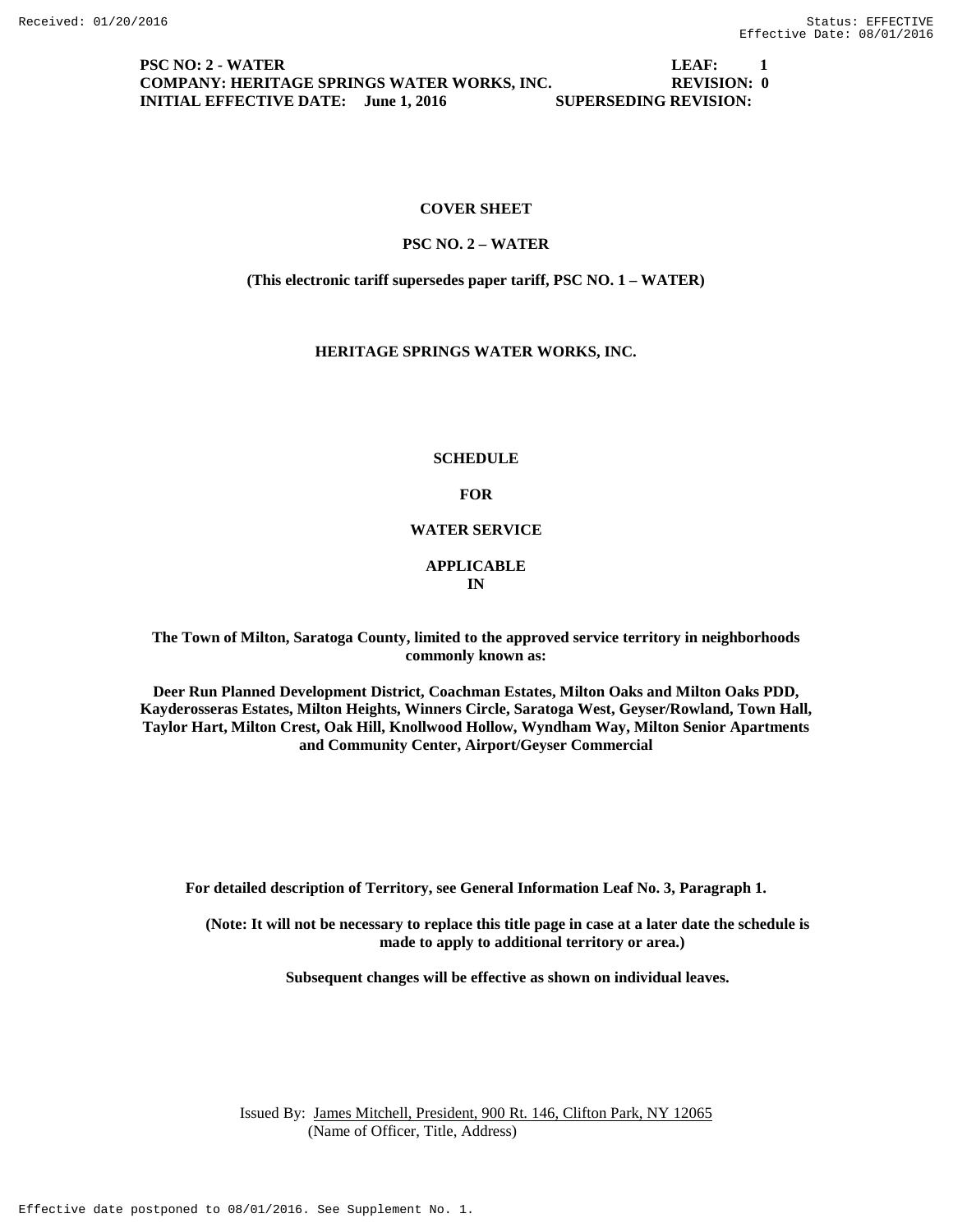Received: 01/20/2016 Status: EFFECTIVE
Effective Date: 08/01/2016

**PSC NO: 2 - WATER** **LEAF: 1**
**COMPANY: HERITAGE SPRINGS WATER WORKS, INC.** **REVISION: 0**
**INITIAL EFFECTIVE DATE: June 1, 2016** **SUPERSEDING REVISION:**

**COVER SHEET**

**PSC NO. 2 – WATER**

**(This electronic tariff supersedes paper tariff, PSC NO. 1 – WATER)**

**HERITAGE SPRINGS WATER WORKS, INC.**

**SCHEDULE**

**FOR**

**WATER SERVICE**

**APPLICABLE**
**IN**

**The Town of Milton, Saratoga County, limited to the approved service territory in neighborhoods commonly known as:**

**Deer Run Planned Development District, Coachman Estates, Milton Oaks and Milton Oaks PDD, Kayderosseras Estates, Milton Heights, Winners Circle, Saratoga West, Geyser/Rowland, Town Hall, Taylor Hart, Milton Crest, Oak Hill, Knollwood Hollow, Wyndham Way, Milton Senior Apartments and Community Center, Airport/Geyser Commercial**

**For detailed description of Territory, see General Information Leaf No. 3, Paragraph 1.**

**(Note: It will not be necessary to replace this title page in case at a later date the schedule is made to apply to additional territory or area.)**

**Subsequent changes will be effective as shown on individual leaves.**

Issued By: James Mitchell, President, 900 Rt. 146, Clifton Park, NY 12065
(Name of Officer, Title, Address)

Effective date postponed to 08/01/2016. See Supplement No. 1.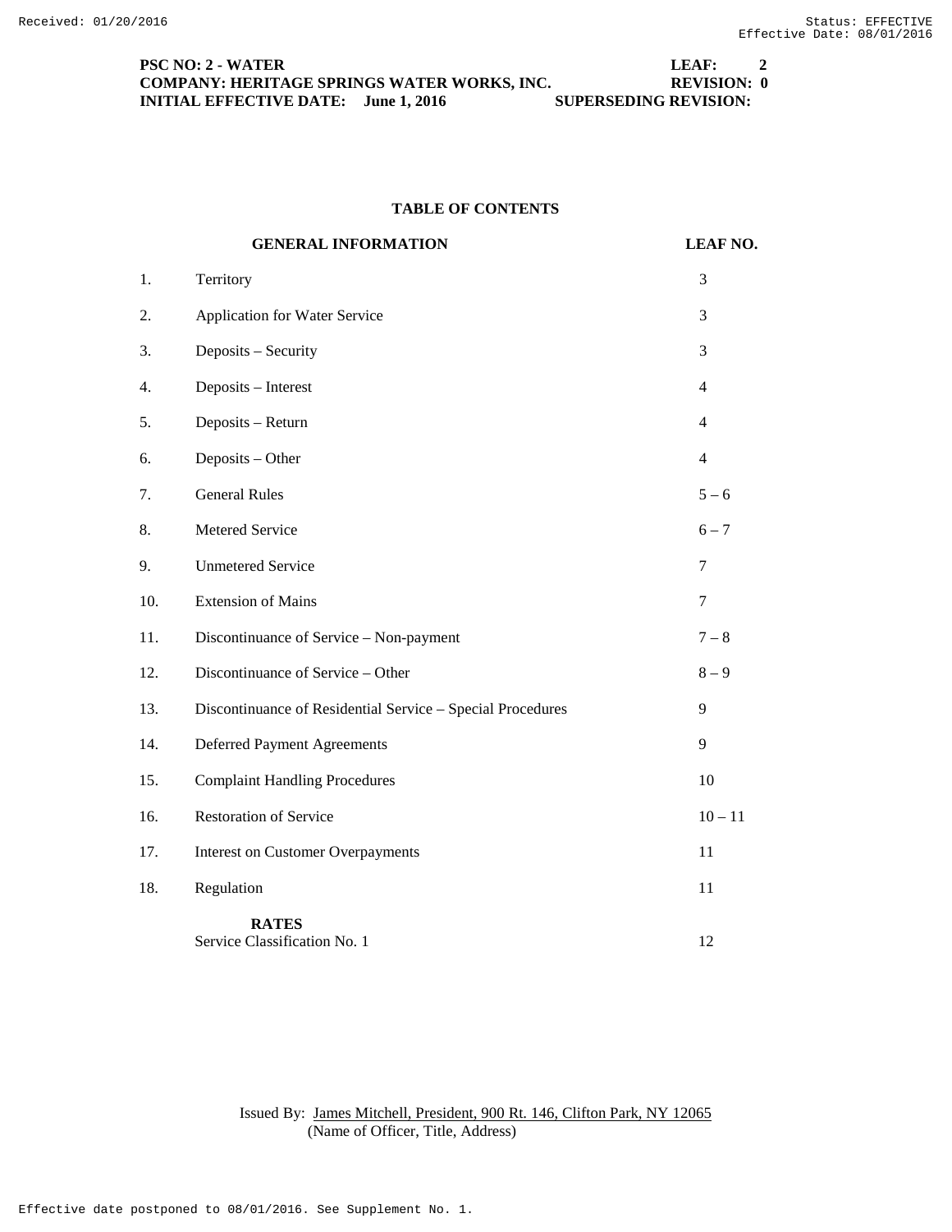**PSC NO: 2 - WATER** **LEAF: 2**
**COMPANY: HERITAGE SPRINGS WATER WORKS, INC.** **REVISION: 0**
**INITIAL EFFECTIVE DATE: June 1, 2016** **SUPERSEDING REVISION:**

## TABLE OF CONTENTS

| | **GENERAL INFORMATION** | **LEAF NO.** |
|---|---|---|
| 1. | Territory | 3 |
| 2. | Application for Water Service | 3 |
| 3. | Deposits – Security | 3 |
| 4. | Deposits – Interest | 4 |
| 5. | Deposits – Return | 4 |
| 6. | Deposits – Other | 4 |
| 7. | General Rules | 5 – 6 |
| 8. | Metered Service | 6 – 7 |
| 9. | Unmetered Service | 7 |
| 10. | Extension of Mains | 7 |
| 11. | Discontinuance of Service – Non-payment | 7 – 8 |
| 12. | Discontinuance of Service – Other | 8 – 9 |
| 13. | Discontinuance of Residential Service – Special Procedures | 9 |
| 14. | Deferred Payment Agreements | 9 |
| 15. | Complaint Handling Procedures | 10 |
| 16. | Restoration of Service | 10 – 11 |
| 17. | Interest on Customer Overpayments | 11 |
| 18. | Regulation | 11 |
| | **RATES** | |
| | Service Classification No. 1 | 12 |

Issued By: James Mitchell, President, 900 Rt. 146, Clifton Park, NY 12065
(Name of Officer, Title, Address)

Effective date postponed to 08/01/2016. See Supplement No. 1.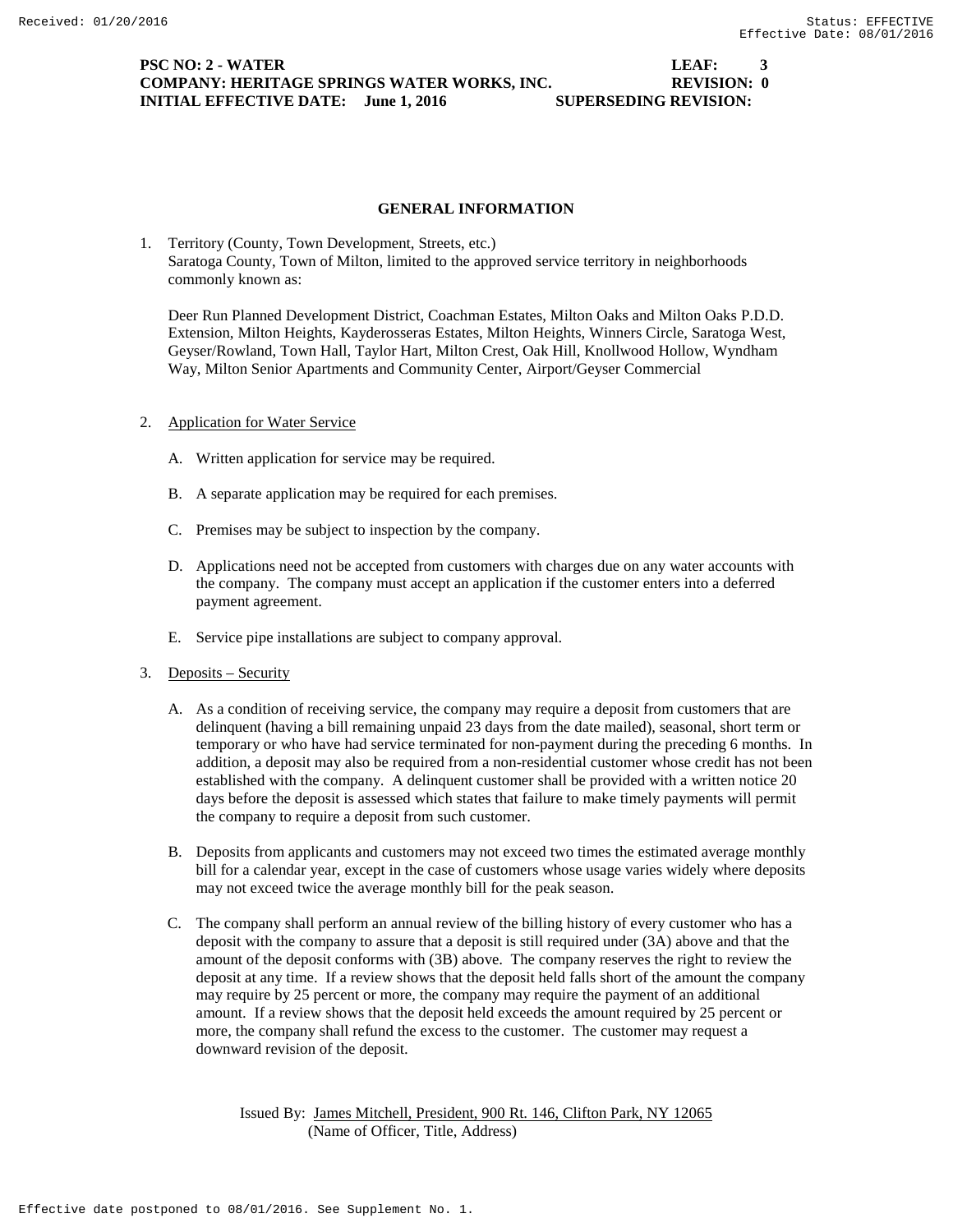**PSC NO: 2 - WATER LEAF: 3**
**COMPANY: HERITAGE SPRINGS WATER WORKS, INC. REVISION: 0**
**INITIAL EFFECTIVE DATE: June 1, 2016 SUPERSEDING REVISION:**

## GENERAL INFORMATION

1. Territory (County, Town Development, Streets, etc.)
   Saratoga County, Town of Milton, limited to the approved service territory in neighborhoods commonly known as:

   Deer Run Planned Development District, Coachman Estates, Milton Oaks and Milton Oaks P.D.D. Extension, Milton Heights, Kayderosseras Estates, Milton Heights, Winners Circle, Saratoga West, Geyser/Rowland, Town Hall, Taylor Hart, Milton Crest, Oak Hill, Knollwood Hollow, Wyndham Way, Milton Senior Apartments and Community Center, Airport/Geyser Commercial

2. Application for Water Service

   A. Written application for service may be required.

   B. A separate application may be required for each premises.

   C. Premises may be subject to inspection by the company.

   D. Applications need not be accepted from customers with charges due on any water accounts with the company. The company must accept an application if the customer enters into a deferred payment agreement.

   E. Service pipe installations are subject to company approval.

3. Deposits – Security

   A. As a condition of receiving service, the company may require a deposit from customers that are delinquent (having a bill remaining unpaid 23 days from the date mailed), seasonal, short term or temporary or who have had service terminated for non-payment during the preceding 6 months. In addition, a deposit may also be required from a non-residential customer whose credit has not been established with the company. A delinquent customer shall be provided with a written notice 20 days before the deposit is assessed which states that failure to make timely payments will permit the company to require a deposit from such customer.

   B. Deposits from applicants and customers may not exceed two times the estimated average monthly bill for a calendar year, except in the case of customers whose usage varies widely where deposits may not exceed twice the average monthly bill for the peak season.

   C. The company shall perform an annual review of the billing history of every customer who has a deposit with the company to assure that a deposit is still required under (3A) above and that the amount of the deposit conforms with (3B) above. The company reserves the right to review the deposit at any time. If a review shows that the deposit held falls short of the amount the company may require by 25 percent or more, the company may require the payment of an additional amount. If a review shows that the deposit held exceeds the amount required by 25 percent or more, the company shall refund the excess to the customer. The customer may request a downward revision of the deposit.

Issued By: James Mitchell, President, 900 Rt. 146, Clifton Park, NY 12065
(Name of Officer, Title, Address)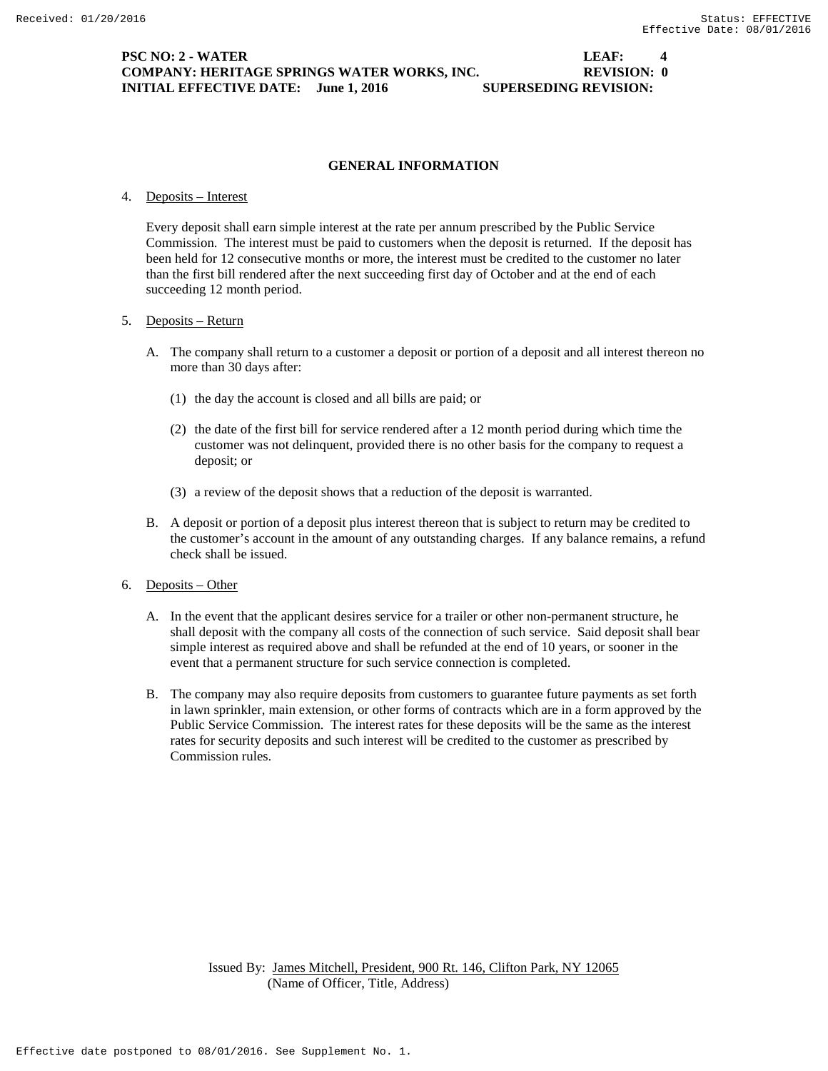**PSC NO: 2 - WATER LEAF: 4**
**COMPANY: HERITAGE SPRINGS WATER WORKS, INC. REVISION: 0**
**INITIAL EFFECTIVE DATE: June 1, 2016 SUPERSEDING REVISION:**

## GENERAL INFORMATION

4. Deposits – Interest

   Every deposit shall earn simple interest at the rate per annum prescribed by the Public Service Commission. The interest must be paid to customers when the deposit is returned. If the deposit has been held for 12 consecutive months or more, the interest must be credited to the customer no later than the first bill rendered after the next succeeding first day of October and at the end of each succeeding 12 month period.

5. Deposits – Return

   A. The company shall return to a customer a deposit or portion of a deposit and all interest thereon no more than 30 days after:

      (1) the day the account is closed and all bills are paid; or

      (2) the date of the first bill for service rendered after a 12 month period during which time the customer was not delinquent, provided there is no other basis for the company to request a deposit; or

      (3) a review of the deposit shows that a reduction of the deposit is warranted.

   B. A deposit or portion of a deposit plus interest thereon that is subject to return may be credited to the customer's account in the amount of any outstanding charges. If any balance remains, a refund check shall be issued.

6. Deposits – Other

   A. In the event that the applicant desires service for a trailer or other non-permanent structure, he shall deposit with the company all costs of the connection of such service. Said deposit shall bear simple interest as required above and shall be refunded at the end of 10 years, or sooner in the event that a permanent structure for such service connection is completed.

   B. The company may also require deposits from customers to guarantee future payments as set forth in lawn sprinkler, main extension, or other forms of contracts which are in a form approved by the Public Service Commission. The interest rates for these deposits will be the same as the interest rates for security deposits and such interest will be credited to the customer as prescribed by Commission rules.

Issued By: James Mitchell, President, 900 Rt. 146, Clifton Park, NY 12065
(Name of Officer, Title, Address)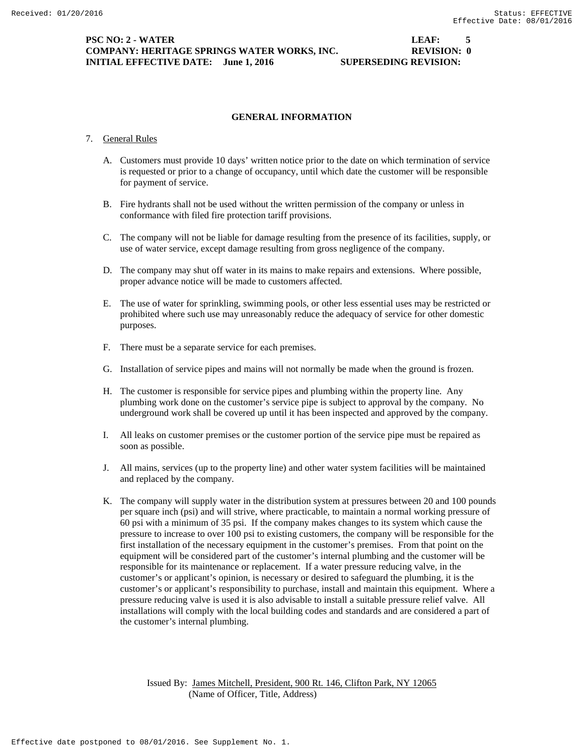**PSC NO: 2 - WATER** **LEAF: 5**
**COMPANY: HERITAGE SPRINGS WATER WORKS, INC.** **REVISION: 0**
**INITIAL EFFECTIVE DATE: June 1, 2016** **SUPERSEDING REVISION:**

## GENERAL INFORMATION

7. General Rules

   A. Customers must provide 10 days' written notice prior to the date on which termination of service is requested or prior to a change of occupancy, until which date the customer will be responsible for payment of service.

   B. Fire hydrants shall not be used without the written permission of the company or unless in conformance with filed fire protection tariff provisions.

   C. The company will not be liable for damage resulting from the presence of its facilities, supply, or use of water service, except damage resulting from gross negligence of the company.

   D. The company may shut off water in its mains to make repairs and extensions. Where possible, proper advance notice will be made to customers affected.

   E. The use of water for sprinkling, swimming pools, or other less essential uses may be restricted or prohibited where such use may unreasonably reduce the adequacy of service for other domestic purposes.

   F. There must be a separate service for each premises.

   G. Installation of service pipes and mains will not normally be made when the ground is frozen.

   H. The customer is responsible for service pipes and plumbing within the property line. Any plumbing work done on the customer's service pipe is subject to approval by the company. No underground work shall be covered up until it has been inspected and approved by the company.

   I. All leaks on customer premises or the customer portion of the service pipe must be repaired as soon as possible.

   J. All mains, services (up to the property line) and other water system facilities will be maintained and replaced by the company.

   K. The company will supply water in the distribution system at pressures between 20 and 100 pounds per square inch (psi) and will strive, where practicable, to maintain a normal working pressure of 60 psi with a minimum of 35 psi. If the company makes changes to its system which cause the pressure to increase to over 100 psi to existing customers, the company will be responsible for the first installation of the necessary equipment in the customer's premises. From that point on the equipment will be considered part of the customer's internal plumbing and the customer will be responsible for its maintenance or replacement. If a water pressure reducing valve, in the customer's or applicant's opinion, is necessary or desired to safeguard the plumbing, it is the customer's or applicant's responsibility to purchase, install and maintain this equipment. Where a pressure reducing valve is used it is also advisable to install a suitable pressure relief valve. All installations will comply with the local building codes and standards and are considered a part of the customer's internal plumbing.

Issued By: James Mitchell, President, 900 Rt. 146, Clifton Park, NY 12065
(Name of Officer, Title, Address)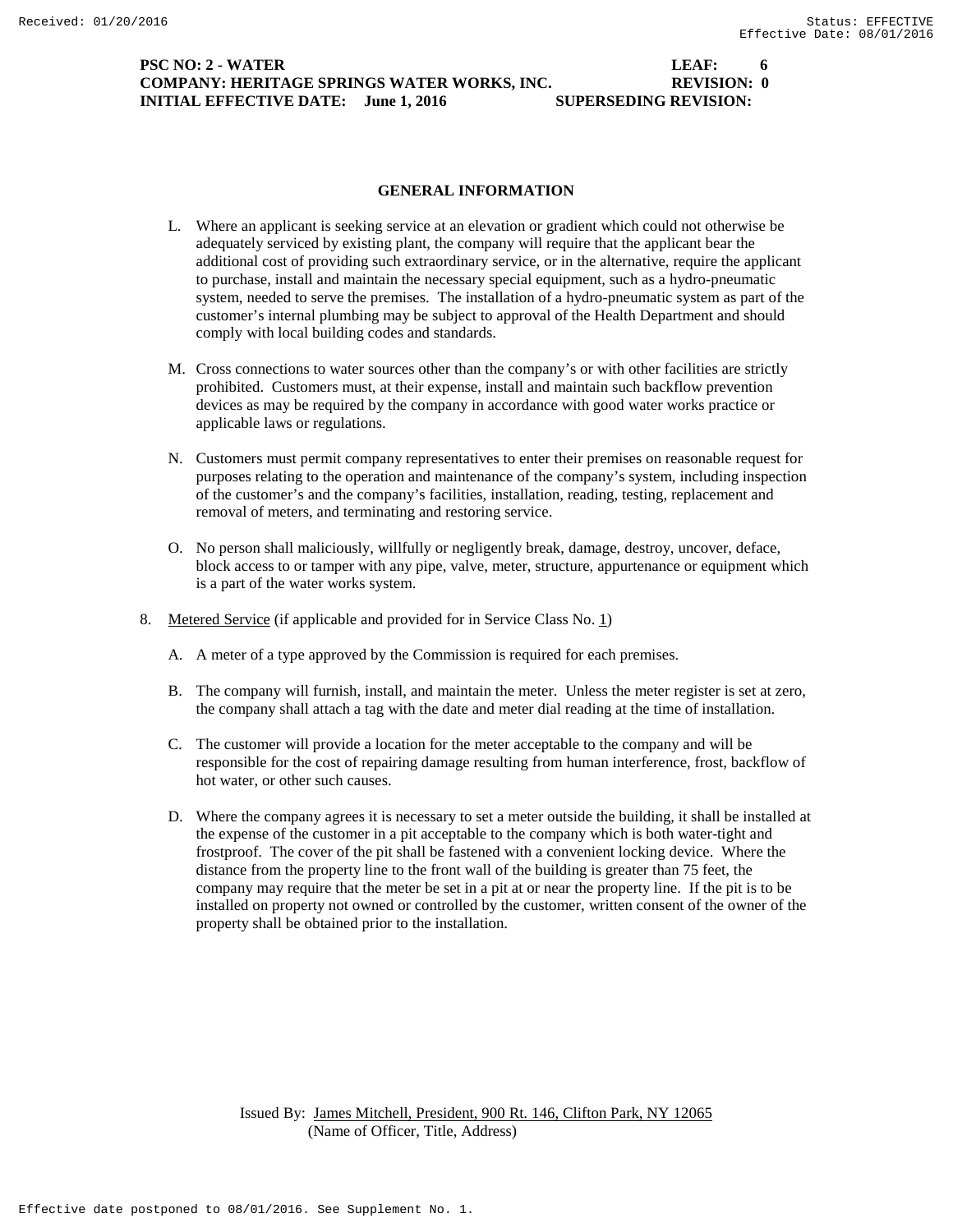## GENERAL INFORMATION

L. Where an applicant is seeking service at an elevation or gradient which could not otherwise be adequately serviced by existing plant, the company will require that the applicant bear the additional cost of providing such extraordinary service, or in the alternative, require the applicant to purchase, install and maintain the necessary special equipment, such as a hydro-pneumatic system, needed to serve the premises. The installation of a hydro-pneumatic system as part of the customer's internal plumbing may be subject to approval of the Health Department and should comply with local building codes and standards.

M. Cross connections to water sources other than the company's or with other facilities are strictly prohibited. Customers must, at their expense, install and maintain such backflow prevention devices as may be required by the company in accordance with good water works practice or applicable laws or regulations.

N. Customers must permit company representatives to enter their premises on reasonable request for purposes relating to the operation and maintenance of the company's system, including inspection of the customer's and the company's facilities, installation, reading, testing, replacement and removal of meters, and terminating and restoring service.

O. No person shall maliciously, willfully or negligently break, damage, destroy, uncover, deface, block access to or tamper with any pipe, valve, meter, structure, appurtenance or equipment which is a part of the water works system.

8. Metered Service (if applicable and provided for in Service Class No. 1)

A. A meter of a type approved by the Commission is required for each premises.

B. The company will furnish, install, and maintain the meter. Unless the meter register is set at zero, the company shall attach a tag with the date and meter dial reading at the time of installation.

C. The customer will provide a location for the meter acceptable to the company and will be responsible for the cost of repairing damage resulting from human interference, frost, backflow of hot water, or other such causes.

D. Where the company agrees it is necessary to set a meter outside the building, it shall be installed at the expense of the customer in a pit acceptable to the company which is both water-tight and frostproof. The cover of the pit shall be fastened with a convenient locking device. Where the distance from the property line to the front wall of the building is greater than 75 feet, the company may require that the meter be set in a pit at or near the property line. If the pit is to be installed on property not owned or controlled by the customer, written consent of the owner of the property shall be obtained prior to the installation.

Issued By: James Mitchell, President, 900 Rt. 146, Clifton Park, NY 12065
(Name of Officer, Title, Address)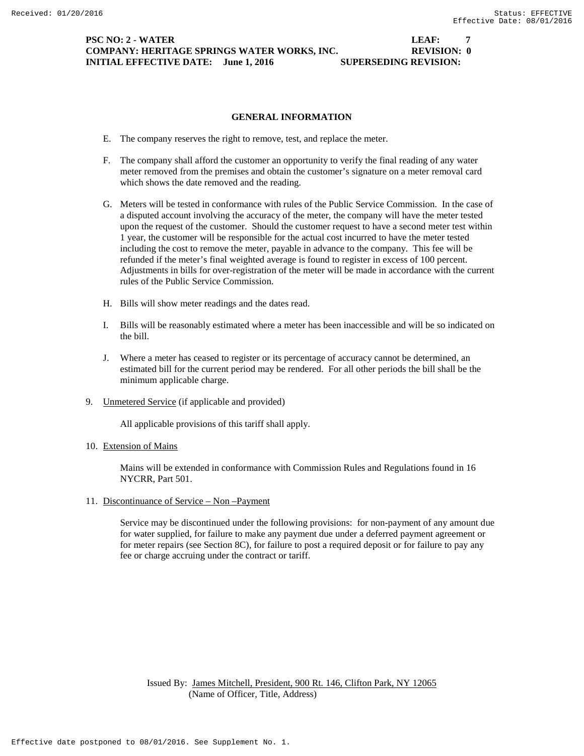**PSC NO: 2 - WATER** **LEAF: 7**
**COMPANY: HERITAGE SPRINGS WATER WORKS, INC.** **REVISION: 0**
**INITIAL EFFECTIVE DATE: June 1, 2016** **SUPERSEDING REVISION:**

## GENERAL INFORMATION

E. The company reserves the right to remove, test, and replace the meter.

F. The company shall afford the customer an opportunity to verify the final reading of any water meter removed from the premises and obtain the customer's signature on a meter removal card which shows the date removed and the reading.

G. Meters will be tested in conformance with rules of the Public Service Commission. In the case of a disputed account involving the accuracy of the meter, the company will have the meter tested upon the request of the customer. Should the customer request to have a second meter test within 1 year, the customer will be responsible for the actual cost incurred to have the meter tested including the cost to remove the meter, payable in advance to the company. This fee will be refunded if the meter's final weighted average is found to register in excess of 100 percent. Adjustments in bills for over-registration of the meter will be made in accordance with the current rules of the Public Service Commission.

H. Bills will show meter readings and the dates read.

I. Bills will be reasonably estimated where a meter has been inaccessible and will be so indicated on the bill.

J. Where a meter has ceased to register or its percentage of accuracy cannot be determined, an estimated bill for the current period may be rendered. For all other periods the bill shall be the minimum applicable charge.

9. Unmetered Service (if applicable and provided)

   All applicable provisions of this tariff shall apply.

10. Extension of Mains

    Mains will be extended in conformance with Commission Rules and Regulations found in 16 NYCRR, Part 501.

11. Discontinuance of Service – Non –Payment

    Service may be discontinued under the following provisions: for non-payment of any amount due for water supplied, for failure to make any payment due under a deferred payment agreement or for meter repairs (see Section 8C), for failure to post a required deposit or for failure to pay any fee or charge accruing under the contract or tariff.

Issued By: James Mitchell, President, 900 Rt. 146, Clifton Park, NY 12065
(Name of Officer, Title, Address)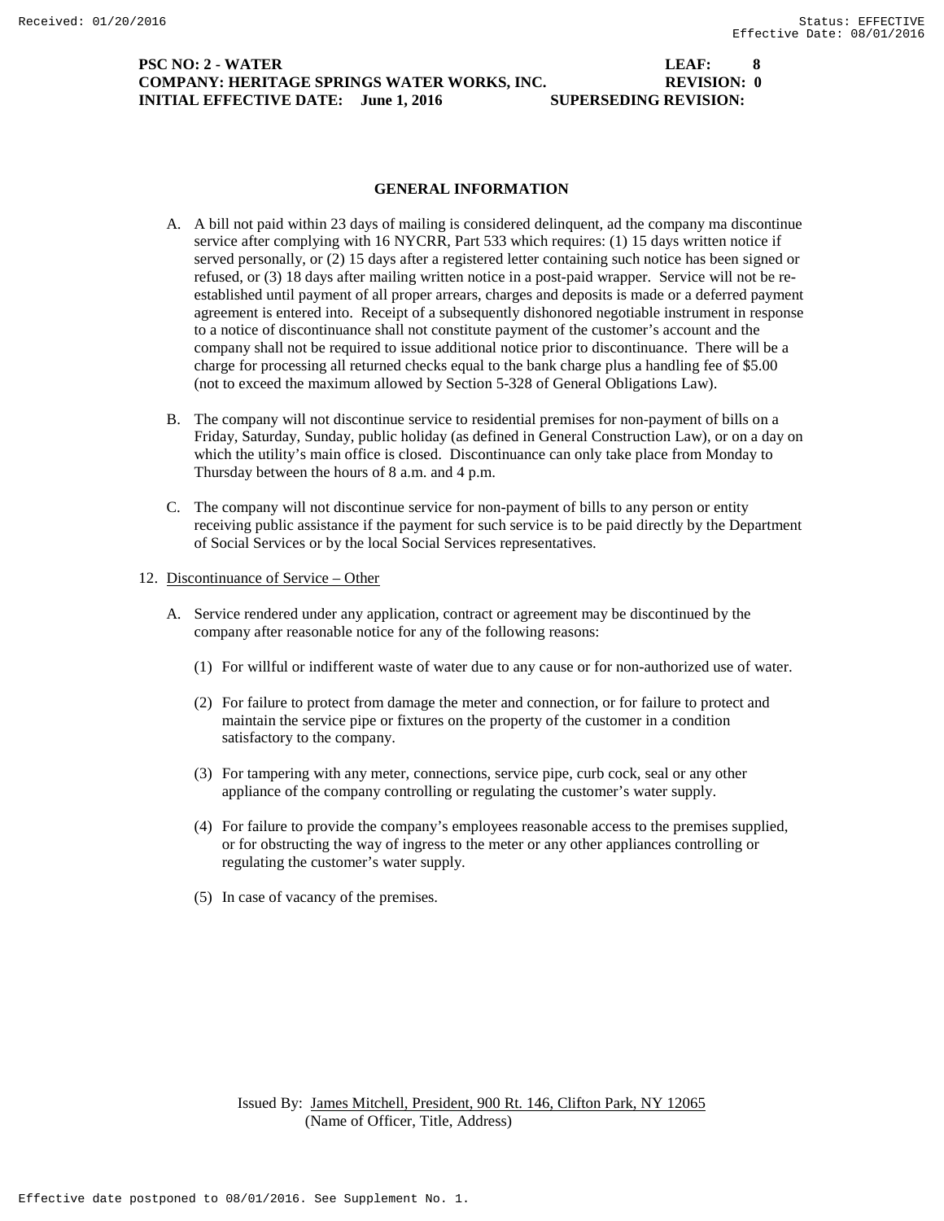PSC NO: 2 - WATER LEAF: 8
COMPANY: HERITAGE SPRINGS WATER WORKS, INC. REVISION: 0
INITIAL EFFECTIVE DATE: June 1, 2016 SUPERSEDING REVISION:

## GENERAL INFORMATION

A. A bill not paid within 23 days of mailing is considered delinquent, ad the company ma discontinue service after complying with 16 NYCRR, Part 533 which requires: (1) 15 days written notice if served personally, or (2) 15 days after a registered letter containing such notice has been signed or refused, or (3) 18 days after mailing written notice in a post-paid wrapper. Service will not be re-established until payment of all proper arrears, charges and deposits is made or a deferred payment agreement is entered into. Receipt of a subsequently dishonored negotiable instrument in response to a notice of discontinuance shall not constitute payment of the customer's account and the company shall not be required to issue additional notice prior to discontinuance. There will be a charge for processing all returned checks equal to the bank charge plus a handling fee of $5.00 (not to exceed the maximum allowed by Section 5-328 of General Obligations Law).

B. The company will not discontinue service to residential premises for non-payment of bills on a Friday, Saturday, Sunday, public holiday (as defined in General Construction Law), or on a day on which the utility's main office is closed. Discontinuance can only take place from Monday to Thursday between the hours of 8 a.m. and 4 p.m.

C. The company will not discontinue service for non-payment of bills to any person or entity receiving public assistance if the payment for such service is to be paid directly by the Department of Social Services or by the local Social Services representatives.

12. Discontinuance of Service – Other

A. Service rendered under any application, contract or agreement may be discontinued by the company after reasonable notice for any of the following reasons:

(1) For willful or indifferent waste of water due to any cause or for non-authorized use of water.

(2) For failure to protect from damage the meter and connection, or for failure to protect and maintain the service pipe or fixtures on the property of the customer in a condition satisfactory to the company.

(3) For tampering with any meter, connections, service pipe, curb cock, seal or any other appliance of the company controlling or regulating the customer's water supply.

(4) For failure to provide the company's employees reasonable access to the premises supplied, or for obstructing the way of ingress to the meter or any other appliances controlling or regulating the customer's water supply.

(5) In case of vacancy of the premises.

Issued By: James Mitchell, President, 900 Rt. 146, Clifton Park, NY 12065
(Name of Officer, Title, Address)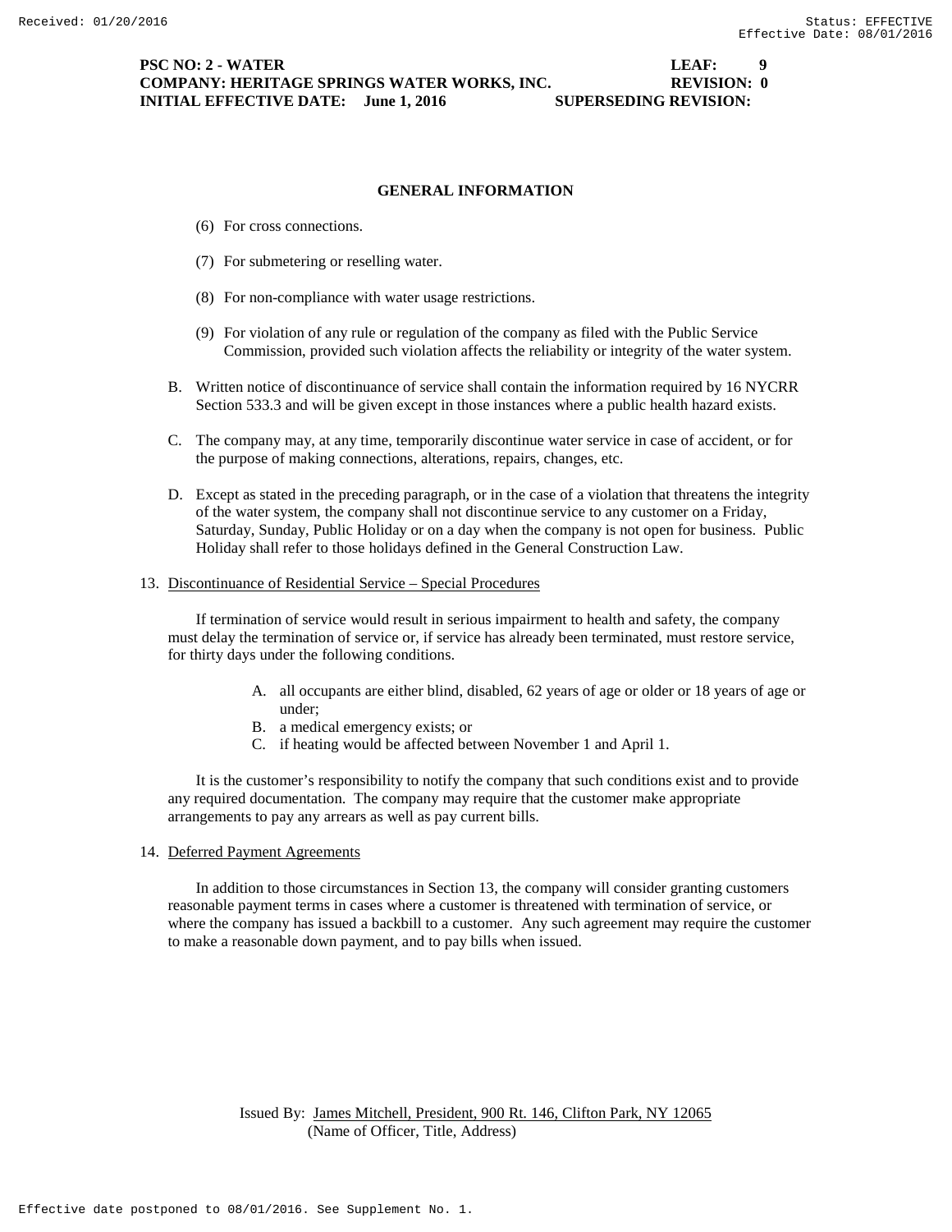## GENERAL INFORMATION

(6) For cross connections.

(7) For submetering or reselling water.

(8) For non-compliance with water usage restrictions.

(9) For violation of any rule or regulation of the company as filed with the Public Service Commission, provided such violation affects the reliability or integrity of the water system.

B. Written notice of discontinuance of service shall contain the information required by 16 NYCRR Section 533.3 and will be given except in those instances where a public health hazard exists.

C. The company may, at any time, temporarily discontinue water service in case of accident, or for the purpose of making connections, alterations, repairs, changes, etc.

D. Except as stated in the preceding paragraph, or in the case of a violation that threatens the integrity of the water system, the company shall not discontinue service to any customer on a Friday, Saturday, Sunday, Public Holiday or on a day when the company is not open for business. Public Holiday shall refer to those holidays defined in the General Construction Law.

13. Discontinuance of Residential Service – Special Procedures

If termination of service would result in serious impairment to health and safety, the company must delay the termination of service or, if service has already been terminated, must restore service, for thirty days under the following conditions.

A. all occupants are either blind, disabled, 62 years of age or older or 18 years of age or under;
B. a medical emergency exists; or
C. if heating would be affected between November 1 and April 1.

It is the customer's responsibility to notify the company that such conditions exist and to provide any required documentation. The company may require that the customer make appropriate arrangements to pay any arrears as well as pay current bills.

14. Deferred Payment Agreements

In addition to those circumstances in Section 13, the company will consider granting customers reasonable payment terms in cases where a customer is threatened with termination of service, or where the company has issued a backbill to a customer. Any such agreement may require the customer to make a reasonable down payment, and to pay bills when issued.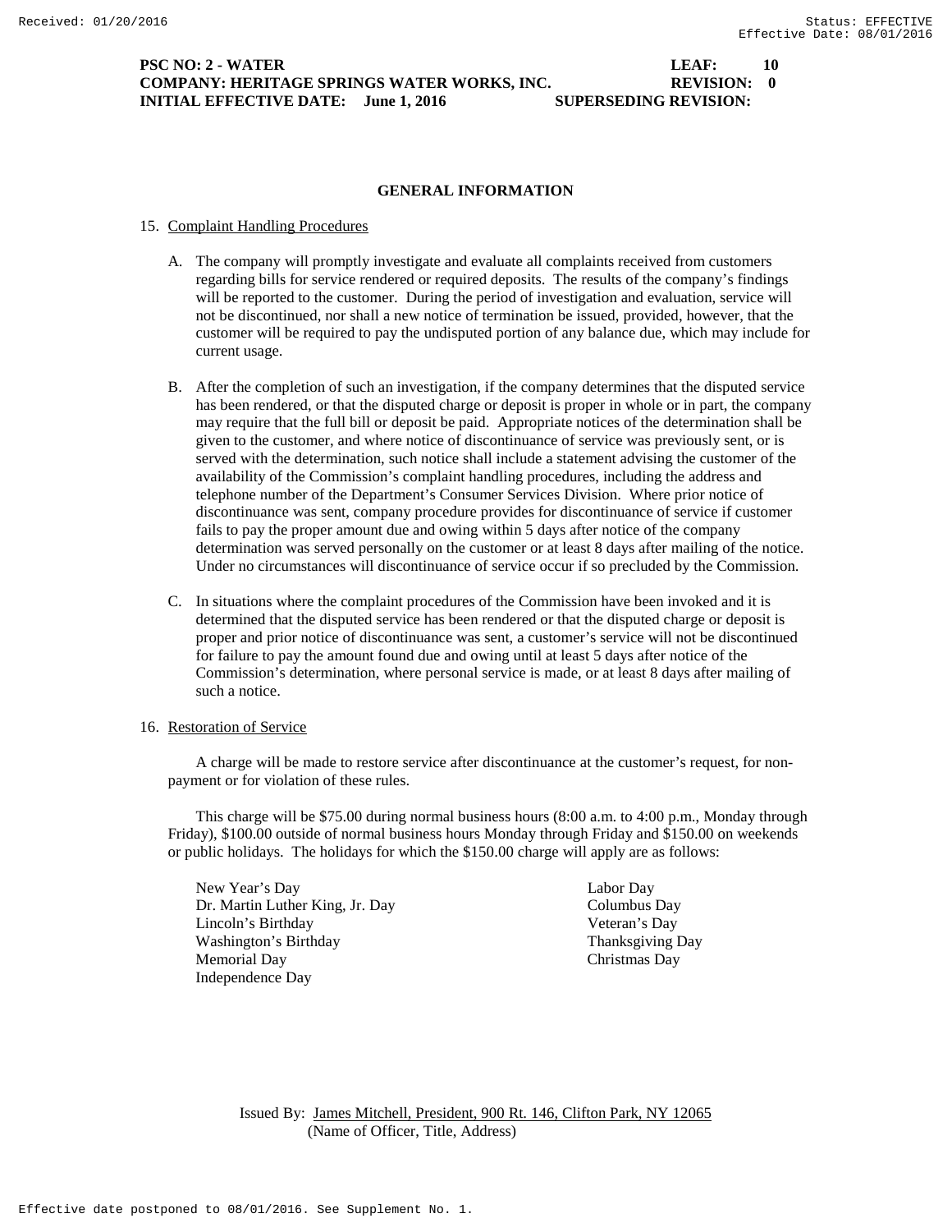**PSC NO: 2 - WATER** **LEAF: 10**
**COMPANY: HERITAGE SPRINGS WATER WORKS, INC.** **REVISION: 0**
**INITIAL EFFECTIVE DATE: June 1, 2016** **SUPERSEDING REVISION:**

## GENERAL INFORMATION

15. Complaint Handling Procedures

    A. The company will promptly investigate and evaluate all complaints received from customers regarding bills for service rendered or required deposits. The results of the company's findings will be reported to the customer. During the period of investigation and evaluation, service will not be discontinued, nor shall a new notice of termination be issued, provided, however, that the customer will be required to pay the undisputed portion of any balance due, which may include for current usage.

    B. After the completion of such an investigation, if the company determines that the disputed service has been rendered, or that the disputed charge or deposit is proper in whole or in part, the company may require that the full bill or deposit be paid. Appropriate notices of the determination shall be given to the customer, and where notice of discontinuance of service was previously sent, or is served with the determination, such notice shall include a statement advising the customer of the availability of the Commission's complaint handling procedures, including the address and telephone number of the Department's Consumer Services Division. Where prior notice of discontinuance was sent, company procedure provides for discontinuance of service if customer fails to pay the proper amount due and owing within 5 days after notice of the company determination was served personally on the customer or at least 8 days after mailing of the notice. Under no circumstances will discontinuance of service occur if so precluded by the Commission.

    C. In situations where the complaint procedures of the Commission have been invoked and it is determined that the disputed service has been rendered or that the disputed charge or deposit is proper and prior notice of discontinuance was sent, a customer's service will not be discontinued for failure to pay the amount found due and owing until at least 5 days after notice of the Commission's determination, where personal service is made, or at least 8 days after mailing of such a notice.

16. Restoration of Service

    A charge will be made to restore service after discontinuance at the customer's request, for non-payment or for violation of these rules.

    This charge will be $75.00 during normal business hours (8:00 a.m. to 4:00 p.m., Monday through Friday), $100.00 outside of normal business hours Monday through Friday and $150.00 on weekends or public holidays. The holidays for which the $150.00 charge will apply are as follows:

    New Year's Day
    Dr. Martin Luther King, Jr. Day
    Lincoln's Birthday
    Washington's Birthday
    Memorial Day
    Independence Day
    Labor Day
    Columbus Day
    Veteran's Day
    Thanksgiving Day
    Christmas Day

Issued By: James Mitchell, President, 900 Rt. 146, Clifton Park, NY 12065
(Name of Officer, Title, Address)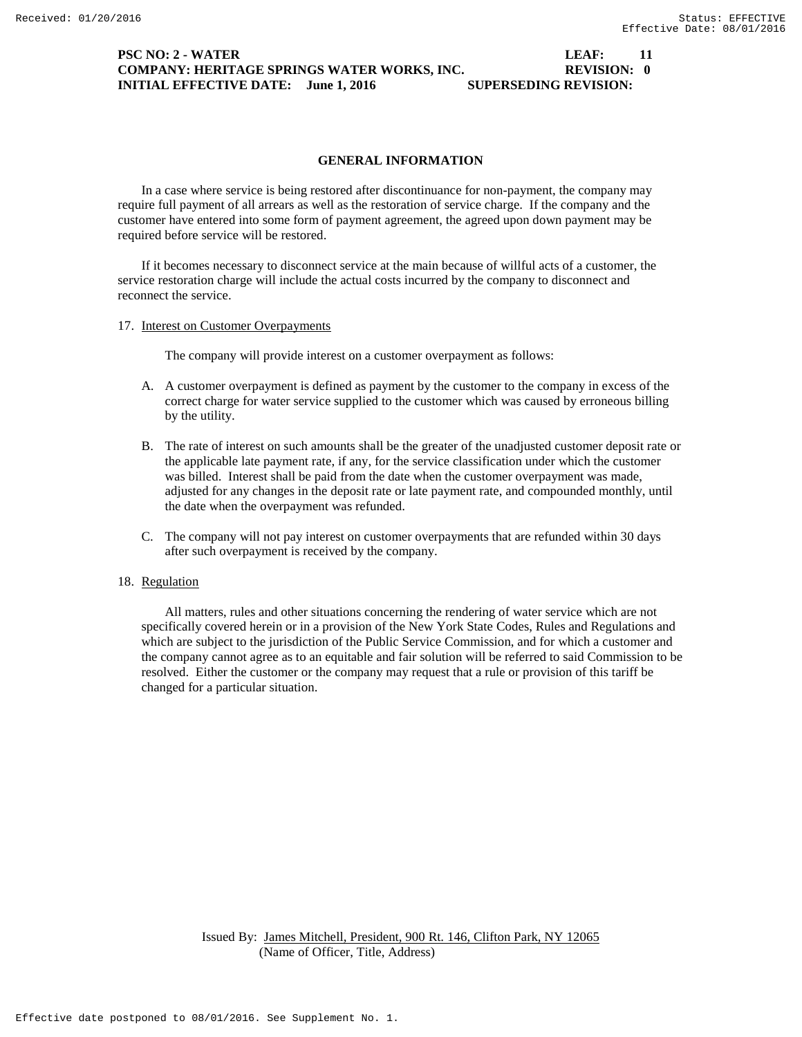## GENERAL INFORMATION

In a case where service is being restored after discontinuance for non-payment, the company may require full payment of all arrears as well as the restoration of service charge. If the company and the customer have entered into some form of payment agreement, the agreed upon down payment may be required before service will be restored.

If it becomes necessary to disconnect service at the main because of willful acts of a customer, the service restoration charge will include the actual costs incurred by the company to disconnect and reconnect the service.

17. Interest on Customer Overpayments

    The company will provide interest on a customer overpayment as follows:

    A. A customer overpayment is defined as payment by the customer to the company in excess of the correct charge for water service supplied to the customer which was caused by erroneous billing by the utility.

    B. The rate of interest on such amounts shall be the greater of the unadjusted customer deposit rate or the applicable late payment rate, if any, for the service classification under which the customer was billed. Interest shall be paid from the date when the customer overpayment was made, adjusted for any changes in the deposit rate or late payment rate, and compounded monthly, until the date when the overpayment was refunded.

    C. The company will not pay interest on customer overpayments that are refunded within 30 days after such overpayment is received by the company.

18. Regulation

    All matters, rules and other situations concerning the rendering of water service which are not specifically covered herein or in a provision of the New York State Codes, Rules and Regulations and which are subject to the jurisdiction of the Public Service Commission, and for which a customer and the company cannot agree as to an equitable and fair solution will be referred to said Commission to be resolved. Either the customer or the company may request that a rule or provision of this tariff be changed for a particular situation.

Issued By: James Mitchell, President, 900 Rt. 146, Clifton Park, NY 12065
(Name of Officer, Title, Address)

Effective date postponed to 08/01/2016. See Supplement No. 1.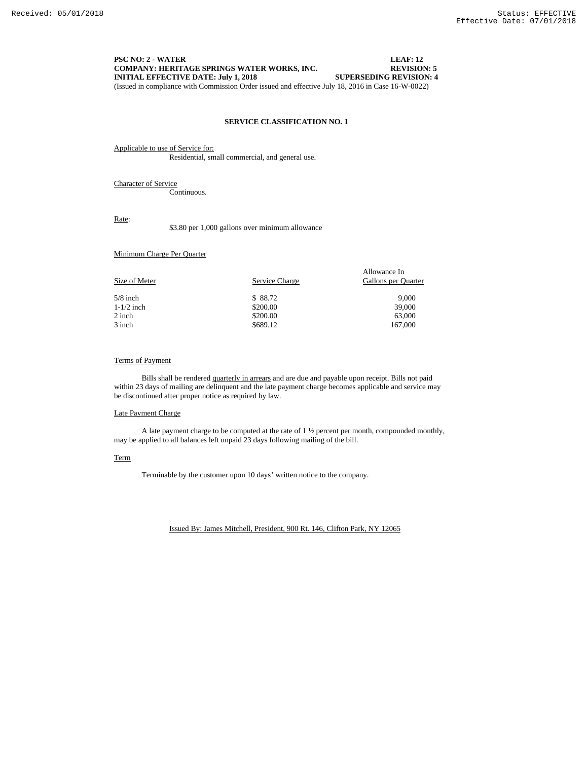Received: 05/01/2018 Status: EFFECTIVE
Effective Date: 07/01/2018

**PSC NO: 2 - WATER** **LEAF: 12**
**COMPANY: HERITAGE SPRINGS WATER WORKS, INC.** **REVISION: 5**
**INITIAL EFFECTIVE DATE: July 1, 2018** **SUPERSEDING REVISION: 4**
(Issued in compliance with Commission Order issued and effective July 18, 2016 in Case 16-W-0022)

**SERVICE CLASSIFICATION NO. 1**

Applicable to use of Service for:

Residential, small commercial, and general use.

Character of Service

Continuous.

Rate:

$3.80 per 1,000 gallons over minimum allowance

Minimum Charge Per Quarter

| Size of Meter | Service Charge | Allowance In Gallons per Quarter |
|---|---|---|
| 5/8 inch | $ 88.72 | 9,000 |
| 1-1/2 inch | $200.00 | 39,000 |
| 2 inch | $200.00 | 63,000 |
| 3 inch | $689.12 | 167,000 |

Terms of Payment

Bills shall be rendered quarterly in arrears and are due and payable upon receipt. Bills not paid within 23 days of mailing are delinquent and the late payment charge becomes applicable and service may be discontinued after proper notice as required by law.

Late Payment Charge

A late payment charge to be computed at the rate of 1 ½ percent per month, compounded monthly, may be applied to all balances left unpaid 23 days following mailing of the bill.

Term

Terminable by the customer upon 10 days' written notice to the company.

Issued By: James Mitchell, President, 900 Rt. 146, Clifton Park, NY 12065